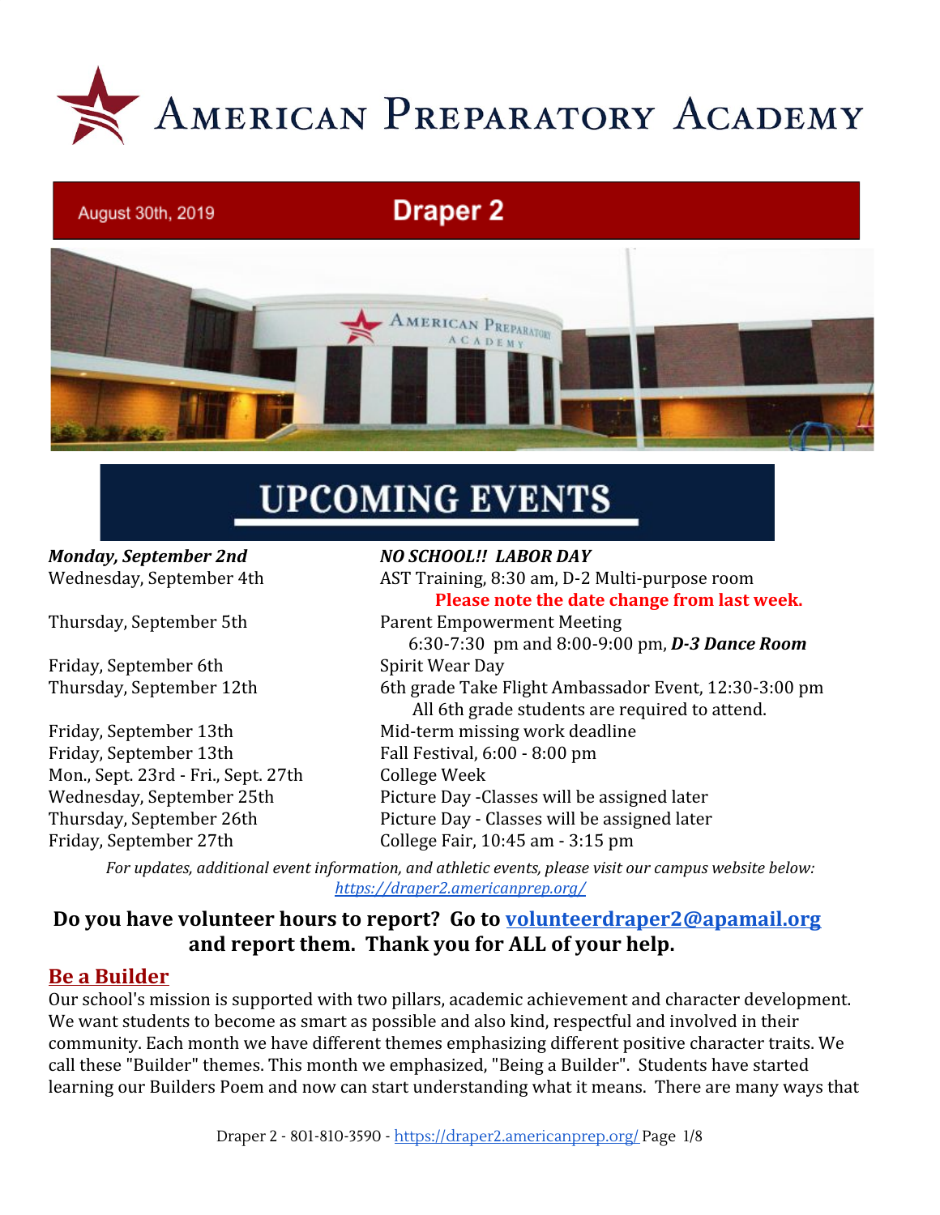# American Preparatory Academy

August 30th, 2019

## Draper 2

## UPCOMING EVENTS

| | |
|---|---|
| ***Monday, September 2nd*** | ***NO SCHOOL!! LABOR DAY*** |
| Wednesday, September 4th | AST Training, 8:30 am, D-2 Multi-purpose room **Please note the date change from last week.** |
| Thursday, September 5th | Parent Empowerment Meeting 6:30-7:30 pm and 8:00-9:00 pm, ***D-3 Dance Room*** |
| Friday, September 6th | Spirit Wear Day |
| Thursday, September 12th | 6th grade Take Flight Ambassador Event, 12:30-3:00 pm All 6th grade students are required to attend. |
| Friday, September 13th | Mid-term missing work deadline |
| Friday, September 13th | Fall Festival, 6:00 - 8:00 pm |
| Mon., Sept. 23rd - Fri., Sept. 27th | College Week |
| Wednesday, September 25th | Picture Day -Classes will be assigned later |
| Thursday, September 26th | Picture Day - Classes will be assigned later |
| Friday, September 27th | College Fair, 10:45 am - 3:15 pm |

*For updates, additional event information, and athletic events, please visit our campus website below:* *https://draper2.americanprep.org/*

**Do you have volunteer hours to report? Go to volunteerdraper2@apamail.org and report them. Thank you for ALL of your help.**

## Be a Builder

Our school's mission is supported with two pillars, academic achievement and character development. We want students to become as smart as possible and also kind, respectful and involved in their community. Each month we have different themes emphasizing different positive character traits. We call these "Builder" themes. This month we emphasized, "Being a Builder". Students have started learning our Builders Poem and now can start understanding what it means. There are many ways that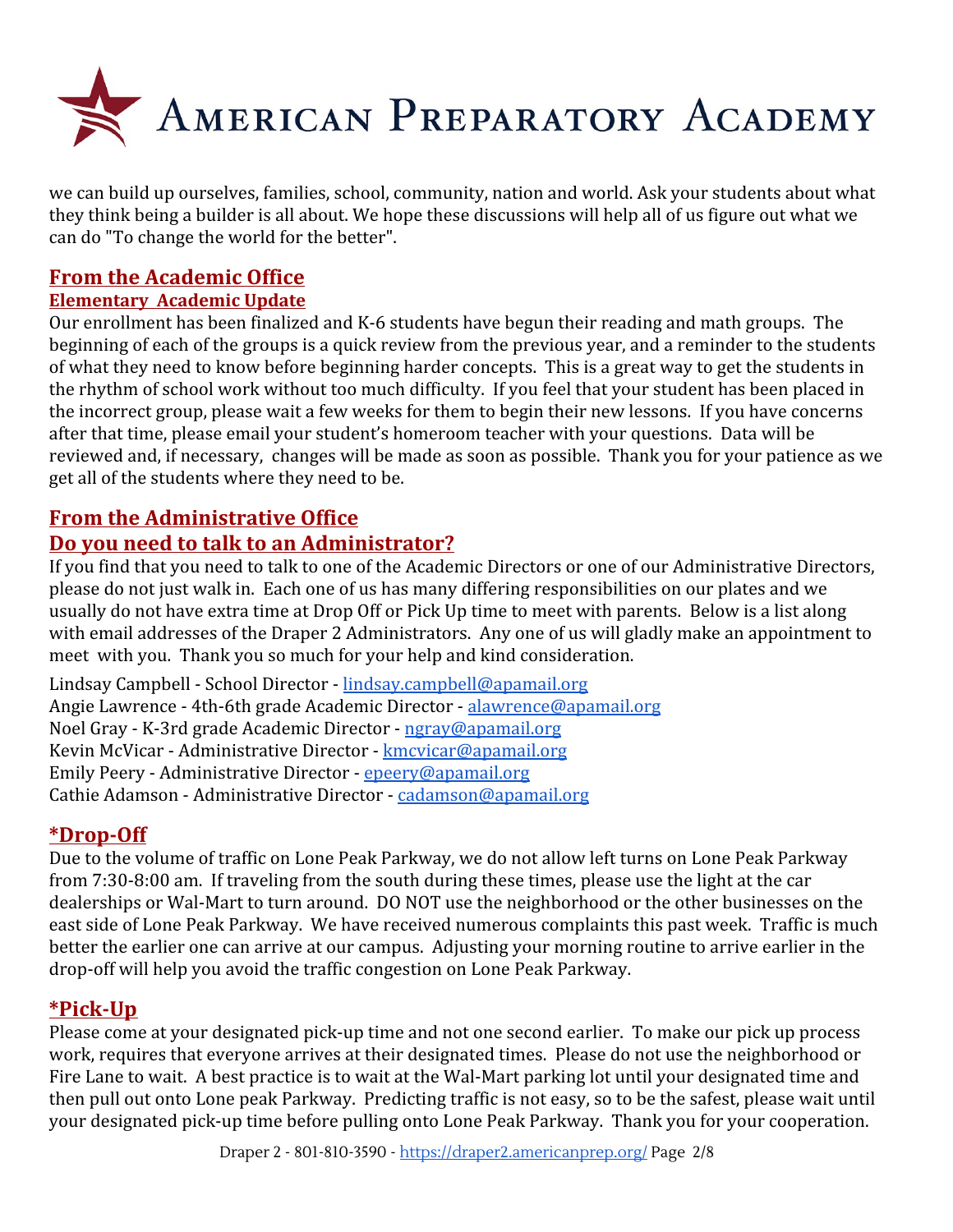we can build up ourselves, families, school, community, nation and world. Ask your students about what they think being a builder is all about. We hope these discussions will help all of us figure out what we can do "To change the world for the better".

## From the Academic Office

### Elementary  Academic Update

Our enrollment has been finalized and K-6 students have begun their reading and math groups.  The beginning of each of the groups is a quick review from the previous year, and a reminder to the students of what they need to know before beginning harder concepts.  This is a great way to get the students in the rhythm of school work without too much difficulty.  If you feel that your student has been placed in the incorrect group, please wait a few weeks for them to begin their new lessons.  If you have concerns after that time, please email your student's homeroom teacher with your questions.  Data will be reviewed and, if necessary,  changes will be made as soon as possible.  Thank you for your patience as we get all of the students where they need to be.

## From the Administrative Office

## Do you need to talk to an Administrator?

If you find that you need to talk to one of the Academic Directors or one of our Administrative Directors, please do not just walk in.  Each one of us has many differing responsibilities on our plates and we usually do not have extra time at Drop Off or Pick Up time to meet with parents.  Below is a list along with email addresses of the Draper 2 Administrators.  Any one of us will gladly make an appointment to meet  with you.  Thank you so much for your help and kind consideration.

Lindsay Campbell - School Director - lindsay.campbell@apamail.org
Angie Lawrence - 4th-6th grade Academic Director - alawrence@apamail.org
Noel Gray - K-3rd grade Academic Director - ngray@apamail.org
Kevin McVicar - Administrative Director - kmcvicar@apamail.org
Emily Peery - Administrative Director - epeery@apamail.org
Cathie Adamson - Administrative Director - cadamson@apamail.org

## *Drop-Off

Due to the volume of traffic on Lone Peak Parkway, we do not allow left turns on Lone Peak Parkway from 7:30-8:00 am.  If traveling from the south during these times, please use the light at the car dealerships or Wal-Mart to turn around.  DO NOT use the neighborhood or the other businesses on the east side of Lone Peak Parkway.  We have received numerous complaints this past week.  Traffic is much better the earlier one can arrive at our campus.  Adjusting your morning routine to arrive earlier in the drop-off will help you avoid the traffic congestion on Lone Peak Parkway.

## *Pick-Up

Please come at your designated pick-up time and not one second earlier.  To make our pick up process work, requires that everyone arrives at their designated times.  Please do not use the neighborhood or Fire Lane to wait.  A best practice is to wait at the Wal-Mart parking lot until your designated time and then pull out onto Lone peak Parkway.  Predicting traffic is not easy, so to be the safest, please wait until your designated pick-up time before pulling onto Lone Peak Parkway.  Thank you for your cooperation.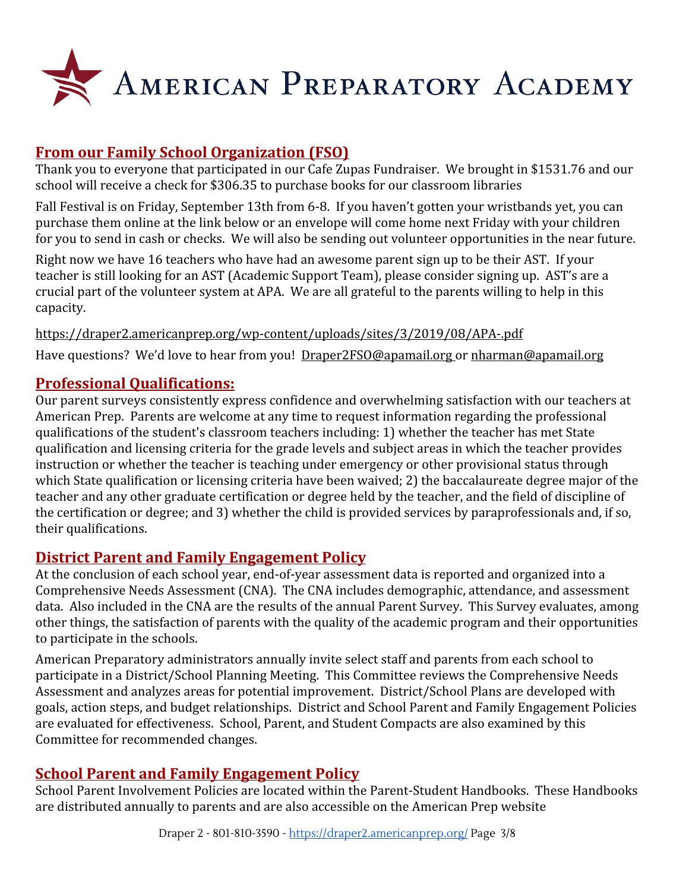# AMERICAN PREPARATORY ACADEMY

## From our Family School Organization (FSO)

Thank you to everyone that participated in our Cafe Zupas Fundraiser. We brought in $1531.76 and our school will receive a check for $306.35 to purchase books for our classroom libraries

Fall Festival is on Friday, September 13th from 6-8. If you haven't gotten your wristbands yet, you can purchase them online at the link below or an envelope will come home next Friday with your children for you to send in cash or checks. We will also be sending out volunteer opportunities in the near future.

Right now we have 16 teachers who have had an awesome parent sign up to be their AST. If your teacher is still looking for an AST (Academic Support Team), please consider signing up. AST's are a crucial part of the volunteer system at APA. We are all grateful to the parents willing to help in this capacity.

https://draper2.americanprep.org/wp-content/uploads/sites/3/2019/08/APA-.pdf

Have questions? We'd love to hear from you! Draper2FSO@apamail.org or nharman@apamail.org

## Professional Qualifications:

Our parent surveys consistently express confidence and overwhelming satisfaction with our teachers at American Prep. Parents are welcome at any time to request information regarding the professional qualifications of the student's classroom teachers including: 1) whether the teacher has met State qualification and licensing criteria for the grade levels and subject areas in which the teacher provides instruction or whether the teacher is teaching under emergency or other provisional status through which State qualification or licensing criteria have been waived; 2) the baccalaureate degree major of the teacher and any other graduate certification or degree held by the teacher, and the field of discipline of the certification or degree; and 3) whether the child is provided services by paraprofessionals and, if so, their qualifications.

## District Parent and Family Engagement Policy

At the conclusion of each school year, end-of-year assessment data is reported and organized into a Comprehensive Needs Assessment (CNA). The CNA includes demographic, attendance, and assessment data. Also included in the CNA are the results of the annual Parent Survey. This Survey evaluates, among other things, the satisfaction of parents with the quality of the academic program and their opportunities to participate in the schools.

American Preparatory administrators annually invite select staff and parents from each school to participate in a District/School Planning Meeting. This Committee reviews the Comprehensive Needs Assessment and analyzes areas for potential improvement. District/School Plans are developed with goals, action steps, and budget relationships. District and School Parent and Family Engagement Policies are evaluated for effectiveness. School, Parent, and Student Compacts are also examined by this Committee for recommended changes.

## School Parent and Family Engagement Policy

School Parent Involvement Policies are located within the Parent-Student Handbooks. These Handbooks are distributed annually to parents and are also accessible on the American Prep website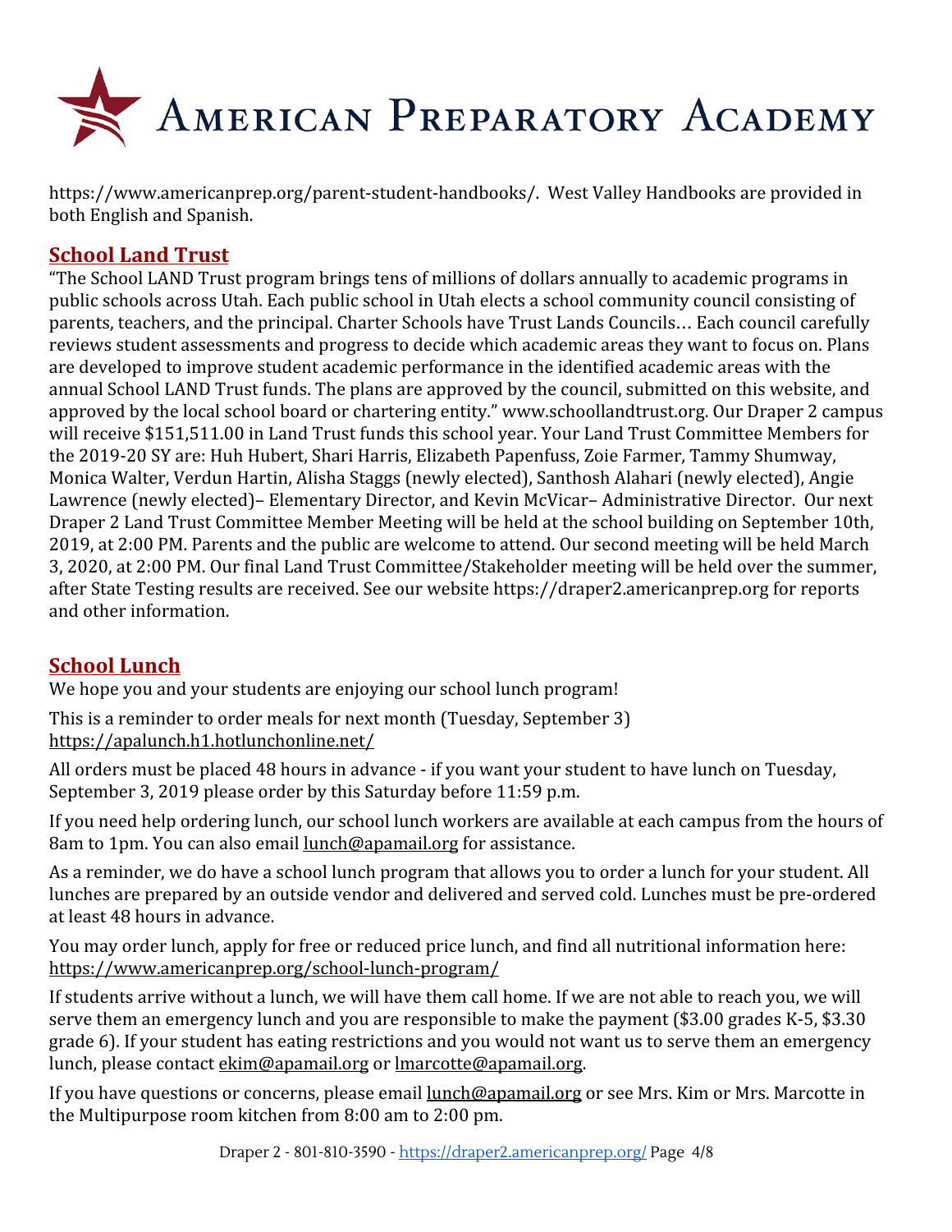https://www.americanprep.org/parent-student-handbooks/. West Valley Handbooks are provided in both English and Spanish.

## School Land Trust

"The School LAND Trust program brings tens of millions of dollars annually to academic programs in public schools across Utah. Each public school in Utah elects a school community council consisting of parents, teachers, and the principal. Charter Schools have Trust Lands Councils… Each council carefully reviews student assessments and progress to decide which academic areas they want to focus on. Plans are developed to improve student academic performance in the identified academic areas with the annual School LAND Trust funds. The plans are approved by the council, submitted on this website, and approved by the local school board or chartering entity." www.schoollandtrust.org. Our Draper 2 campus will receive $151,511.00 in Land Trust funds this school year. Your Land Trust Committee Members for the 2019-20 SY are: Huh Hubert, Shari Harris, Elizabeth Papenfuss, Zoie Farmer, Tammy Shumway, Monica Walter, Verdun Hartin, Alisha Staggs (newly elected), Santhosh Alahari (newly elected), Angie Lawrence (newly elected)– Elementary Director, and Kevin McVicar– Administrative Director. Our next Draper 2 Land Trust Committee Member Meeting will be held at the school building on September 10th, 2019, at 2:00 PM. Parents and the public are welcome to attend. Our second meeting will be held March 3, 2020, at 2:00 PM. Our final Land Trust Committee/Stakeholder meeting will be held over the summer, after State Testing results are received. See our website https://draper2.americanprep.org for reports and other information.

## School Lunch

We hope you and your students are enjoying our school lunch program!

This is a reminder to order meals for next month (Tuesday, September 3) https://apalunch.h1.hotlunchonline.net/

All orders must be placed 48 hours in advance - if you want your student to have lunch on Tuesday, September 3, 2019 please order by this Saturday before 11:59 p.m.

If you need help ordering lunch, our school lunch workers are available at each campus from the hours of 8am to 1pm. You can also email lunch@apamail.org for assistance.

As a reminder, we do have a school lunch program that allows you to order a lunch for your student. All lunches are prepared by an outside vendor and delivered and served cold. Lunches must be pre-ordered at least 48 hours in advance.

You may order lunch, apply for free or reduced price lunch, and find all nutritional information here: https://www.americanprep.org/school-lunch-program/

If students arrive without a lunch, we will have them call home. If we are not able to reach you, we will serve them an emergency lunch and you are responsible to make the payment ($3.00 grades K-5, $3.30 grade 6). If your student has eating restrictions and you would not want us to serve them an emergency lunch, please contact ekim@apamail.org or lmarcotte@apamail.org.

If you have questions or concerns, please email lunch@apamail.org or see Mrs. Kim or Mrs. Marcotte in the Multipurpose room kitchen from 8:00 am to 2:00 pm.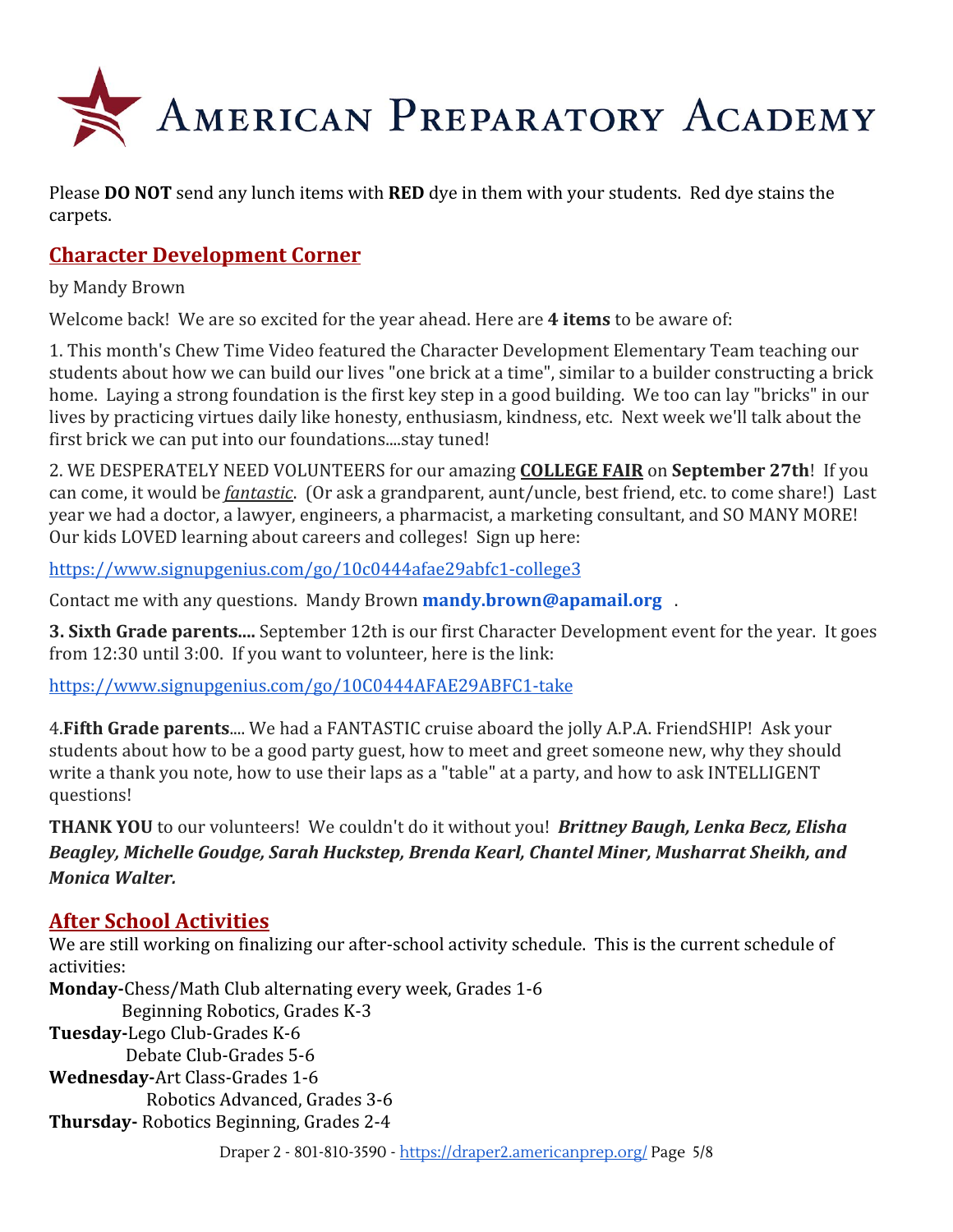# American Preparatory Academy

Please **DO NOT** send any lunch items with **RED** dye in them with your students. Red dye stains the carpets.

## Character Development Corner

by Mandy Brown

Welcome back! We are so excited for the year ahead. Here are **4 items** to be aware of:

1. This month's Chew Time Video featured the Character Development Elementary Team teaching our students about how we can build our lives "one brick at a time", similar to a builder constructing a brick home. Laying a strong foundation is the first key step in a good building. We too can lay "bricks" in our lives by practicing virtues daily like honesty, enthusiasm, kindness, etc. Next week we'll talk about the first brick we can put into our foundations....stay tuned!

2. WE DESPERATELY NEED VOLUNTEERS for our amazing **COLLEGE FAIR** on **September 27th**! If you can come, it would be *fantastic*. (Or ask a grandparent, aunt/uncle, best friend, etc. to come share!) Last year we had a doctor, a lawyer, engineers, a pharmacist, a marketing consultant, and SO MANY MORE! Our kids LOVED learning about careers and colleges! Sign up here:

https://www.signupgenius.com/go/10c0444afae29abfc1-college3

Contact me with any questions. Mandy Brown **mandy.brown@apamail.org** .

**3. Sixth Grade parents....** September 12th is our first Character Development event for the year. It goes from 12:30 until 3:00. If you want to volunteer, here is the link:

https://www.signupgenius.com/go/10C0444AFAE29ABFC1-take

4.**Fifth Grade parents**.... We had a FANTASTIC cruise aboard the jolly A.P.A. FriendSHIP! Ask your students about how to be a good party guest, how to meet and greet someone new, why they should write a thank you note, how to use their laps as a "table" at a party, and how to ask INTELLIGENT questions!

**THANK YOU** to our volunteers! We couldn't do it without you! ***Brittney Baugh, Lenka Becz, Elisha Beagley, Michelle Goudge, Sarah Huckstep, Brenda Kearl, Chantel Miner, Musharrat Sheikh, and Monica Walter.***

## After School Activities

We are still working on finalizing our after-school activity schedule. This is the current schedule of activities:

**Monday-**Chess/Math Club alternating every week, Grades 1-6
Beginning Robotics, Grades K-3

**Tuesday-**Lego Club-Grades K-6
Debate Club-Grades 5-6

**Wednesday-**Art Class-Grades 1-6
Robotics Advanced, Grades 3-6

**Thursday-** Robotics Beginning, Grades 2-4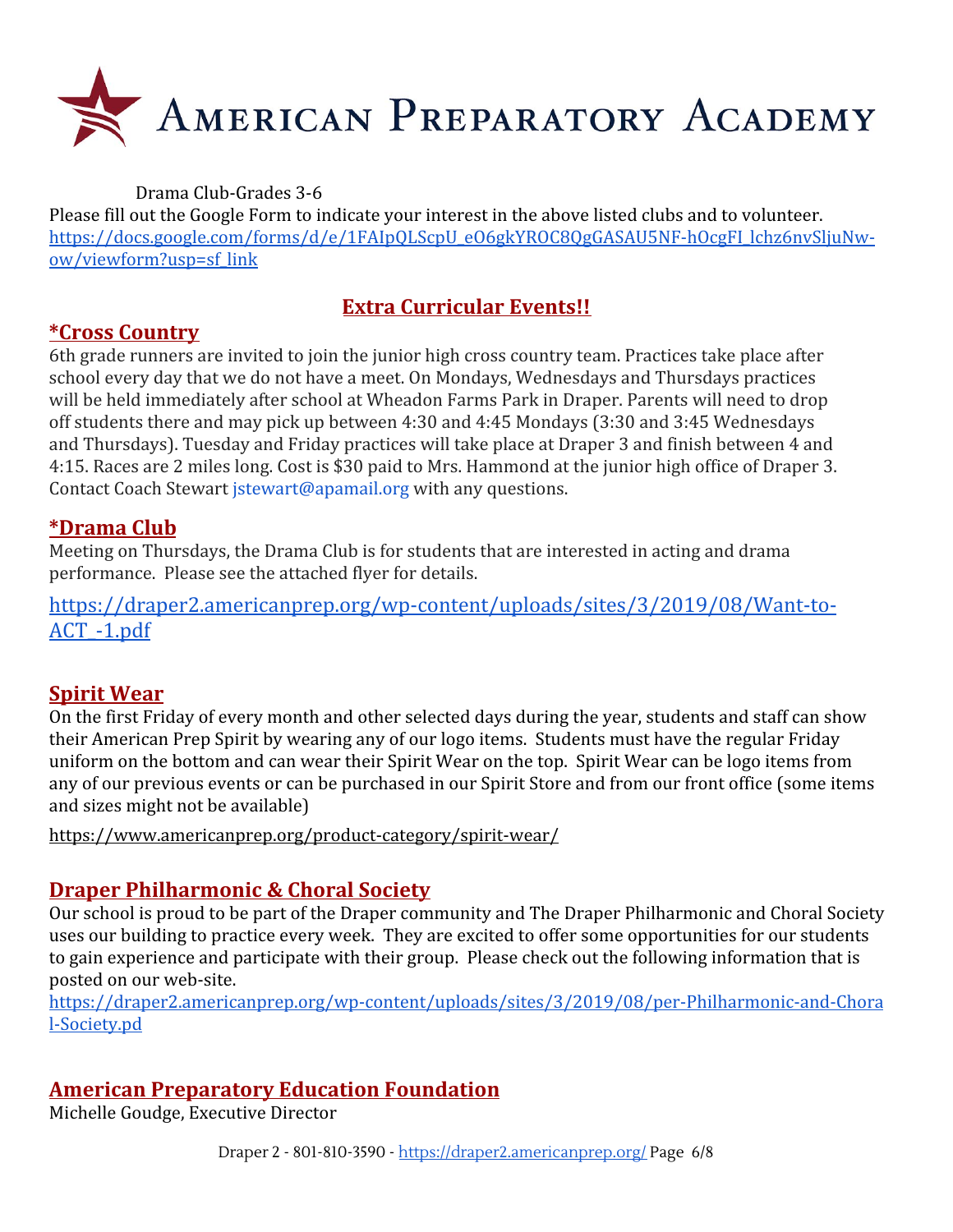Drama Club-Grades 3-6

Please fill out the Google Form to indicate your interest in the above listed clubs and to volunteer. https://docs.google.com/forms/d/e/1FAIpQLScpU_eO6gkYROC8QgGASAU5NF-hOcgFI_lchz6nvSljuNw-ow/viewform?usp=sf_link

## Extra Curricular Events!!

### *Cross Country

6th grade runners are invited to join the junior high cross country team. Practices take place after school every day that we do not have a meet. On Mondays, Wednesdays and Thursdays practices will be held immediately after school at Wheadon Farms Park in Draper. Parents will need to drop off students there and may pick up between 4:30 and 4:45 Mondays (3:30 and 3:45 Wednesdays and Thursdays). Tuesday and Friday practices will take place at Draper 3 and finish between 4 and 4:15. Races are 2 miles long. Cost is $30 paid to Mrs. Hammond at the junior high office of Draper 3. Contact Coach Stewart jstewart@apamail.org with any questions.

### *Drama Club

Meeting on Thursdays, the Drama Club is for students that are interested in acting and drama performance. Please see the attached flyer for details.

https://draper2.americanprep.org/wp-content/uploads/sites/3/2019/08/Want-to-ACT_-1.pdf

### Spirit Wear

On the first Friday of every month and other selected days during the year, students and staff can show their American Prep Spirit by wearing any of our logo items. Students must have the regular Friday uniform on the bottom and can wear their Spirit Wear on the top. Spirit Wear can be logo items from any of our previous events or can be purchased in our Spirit Store and from our front office (some items and sizes might not be available)

https://www.americanprep.org/product-category/spirit-wear/

### Draper Philharmonic & Choral Society

Our school is proud to be part of the Draper community and The Draper Philharmonic and Choral Society uses our building to practice every week. They are excited to offer some opportunities for our students to gain experience and participate with their group. Please check out the following information that is posted on our web-site.

https://draper2.americanprep.org/wp-content/uploads/sites/3/2019/08/per-Philharmonic-and-Choral-Society.pd

### American Preparatory Education Foundation

Michelle Goudge, Executive Director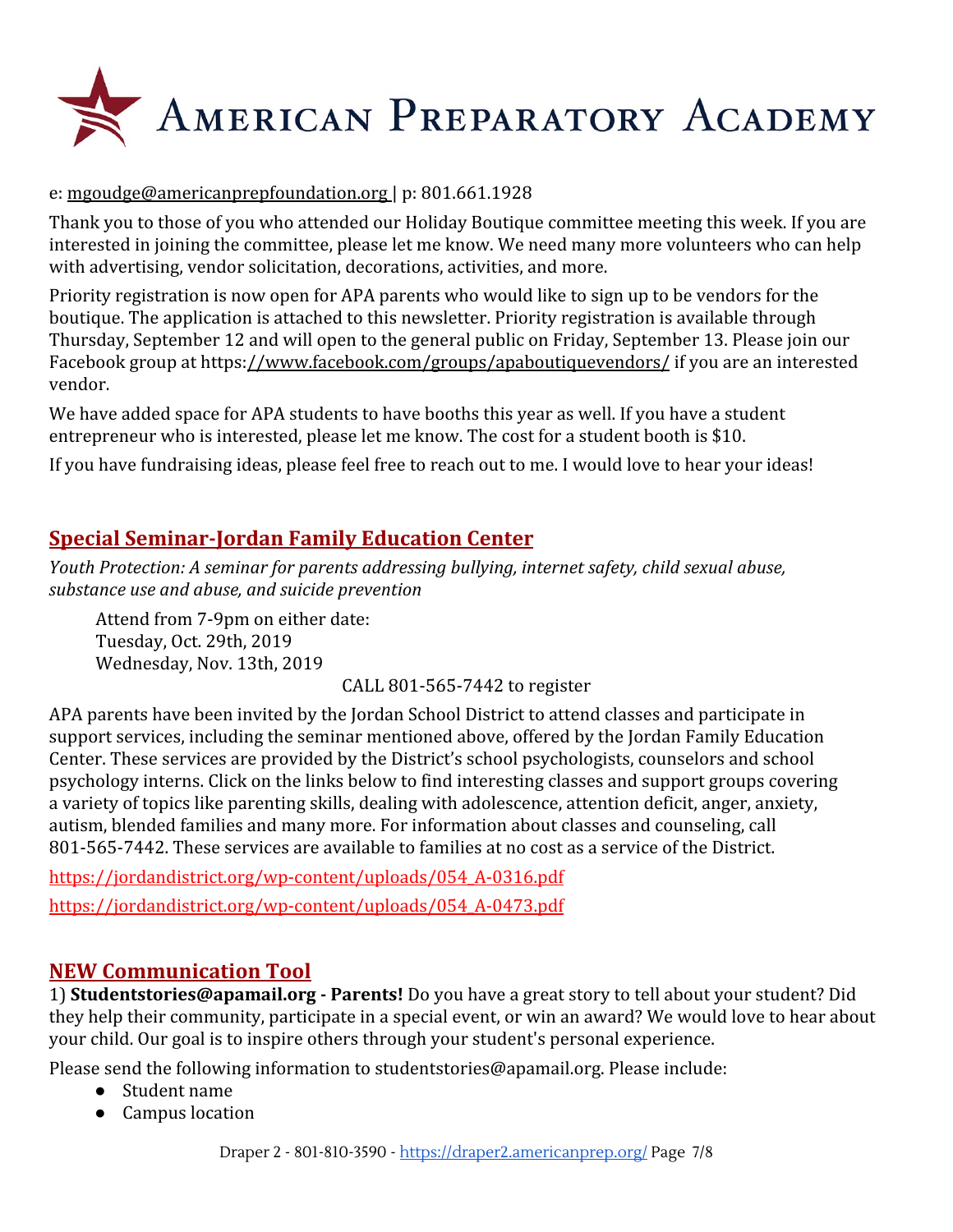e: mgoudge@americanprepfoundation.org | p: 801.661.1928

Thank you to those of you who attended our Holiday Boutique committee meeting this week. If you are interested in joining the committee, please let me know. We need many more volunteers who can help with advertising, vendor solicitation, decorations, activities, and more.

Priority registration is now open for APA parents who would like to sign up to be vendors for the boutique. The application is attached to this newsletter. Priority registration is available through Thursday, September 12 and will open to the general public on Friday, September 13. Please join our Facebook group at https://www.facebook.com/groups/apaboutiquevendors/ if you are an interested vendor.

We have added space for APA students to have booths this year as well. If you have a student entrepreneur who is interested, please let me know. The cost for a student booth is $10.

If you have fundraising ideas, please feel free to reach out to me. I would love to hear your ideas!

## Special Seminar-Jordan Family Education Center

*Youth Protection: A seminar for parents addressing bullying, internet safety, child sexual abuse, substance use and abuse, and suicide prevention*

Attend from 7-9pm on either date:
Tuesday, Oct. 29th, 2019
Wednesday, Nov. 13th, 2019

CALL 801-565-7442 to register

APA parents have been invited by the Jordan School District to attend classes and participate in support services, including the seminar mentioned above, offered by the Jordan Family Education Center. These services are provided by the District's school psychologists, counselors and school psychology interns. Click on the links below to find interesting classes and support groups covering a variety of topics like parenting skills, dealing with adolescence, attention deficit, anger, anxiety, autism, blended families and many more. For information about classes and counseling, call 801-565-7442. These services are available to families at no cost as a service of the District.

https://jordandistrict.org/wp-content/uploads/054_A-0316.pdf

https://jordandistrict.org/wp-content/uploads/054_A-0473.pdf

## NEW Communication Tool

1) **Studentstories@apamail.org - Parents!** Do you have a great story to tell about your student? Did they help their community, participate in a special event, or win an award? We would love to hear about your child. Our goal is to inspire others through your student's personal experience.

Please send the following information to studentstories@apamail.org. Please include:

- Student name
- Campus location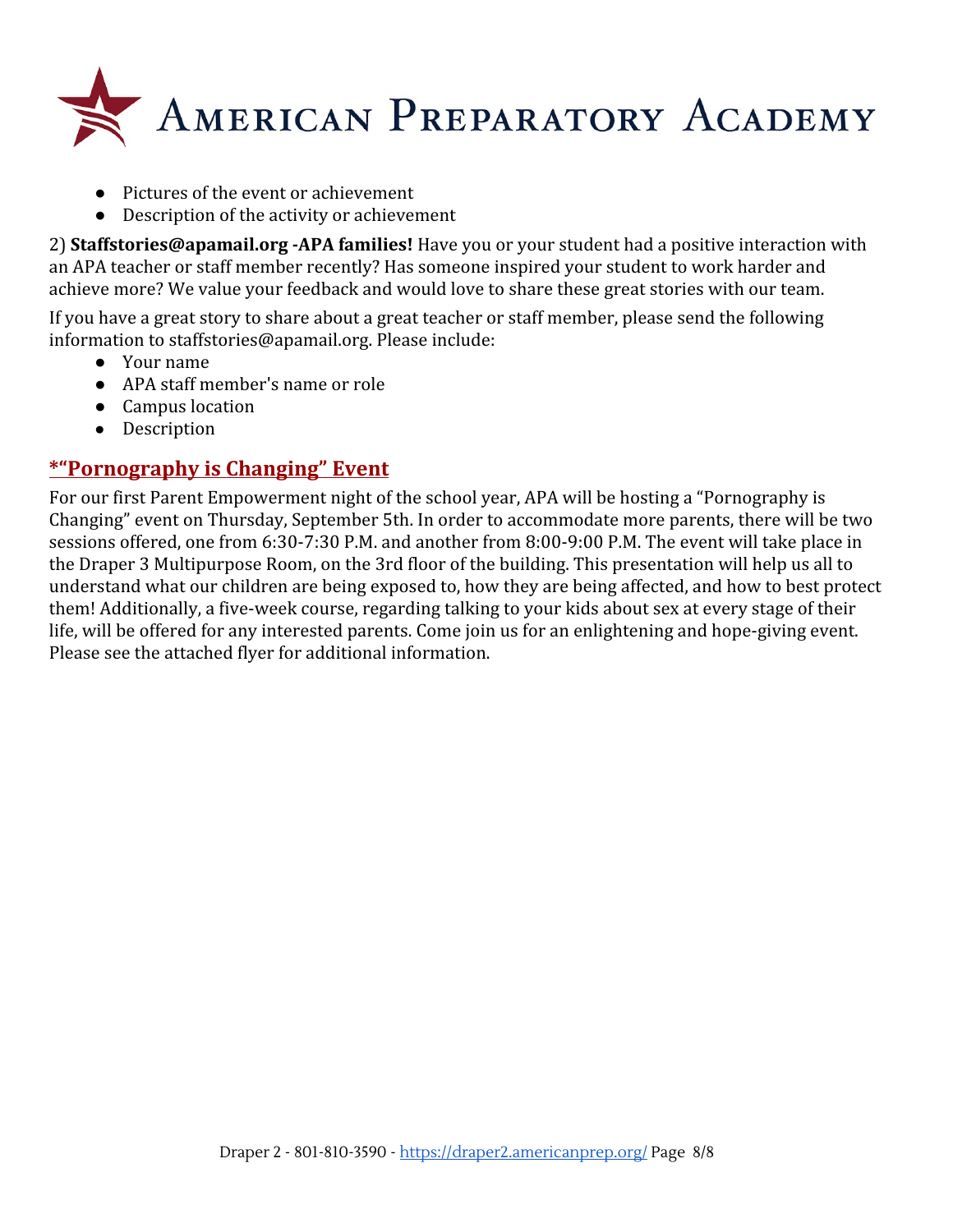- Pictures of the event or achievement
- Description of the activity or achievement

2) **Staffstories@apamail.org -APA families!** Have you or your student had a positive interaction with an APA teacher or staff member recently? Has someone inspired your student to work harder and achieve more? We value your feedback and would love to share these great stories with our team.

If you have a great story to share about a great teacher or staff member, please send the following information to staffstories@apamail.org. Please include:

- Your name
- APA staff member's name or role
- Campus location
- Description

## *"Pornography is Changing" Event

For our first Parent Empowerment night of the school year, APA will be hosting a "Pornography is Changing" event on Thursday, September 5th. In order to accommodate more parents, there will be two sessions offered, one from 6:30-7:30 P.M. and another from 8:00-9:00 P.M. The event will take place in the Draper 3 Multipurpose Room, on the 3rd floor of the building. This presentation will help us all to understand what our children are being exposed to, how they are being affected, and how to best protect them! Additionally, a five-week course, regarding talking to your kids about sex at every stage of their life, will be offered for any interested parents. Come join us for an enlightening and hope-giving event. Please see the attached flyer for additional information.